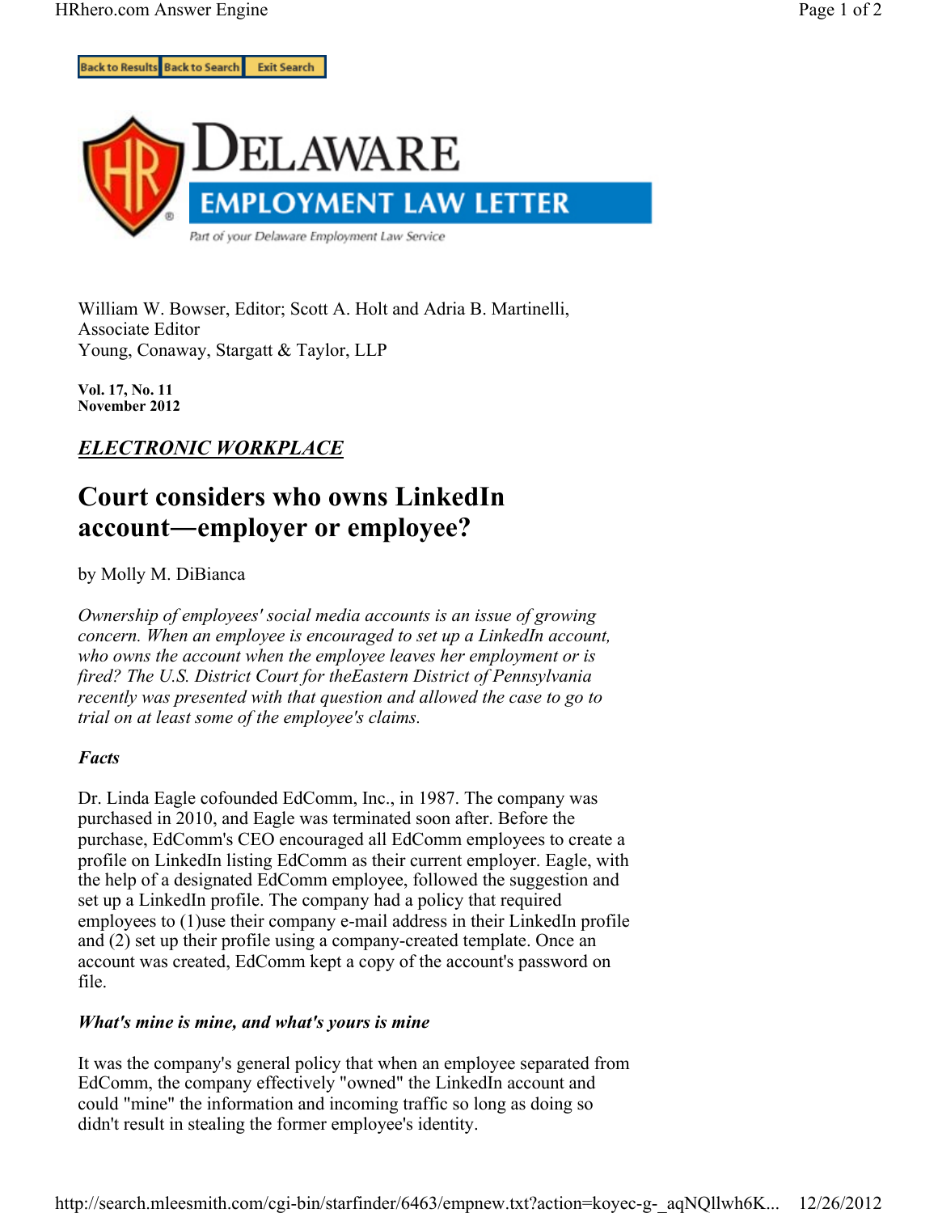# Delaware Employment Law Letter

Part of your Delaware Employment Law Service

William W. Bowser, Editor; Scott A. Holt and Adria B. Martinelli, Associate Editor
Young, Conaway, Stargatt & Taylor, LLP

**Vol. 17, No. 11**
**November 2012**

## ***ELECTRONIC WORKPLACE***

# Court considers who owns LinkedIn account—employer or employee?

by Molly M. DiBianca

*Ownership of employees' social media accounts is an issue of growing concern. When an employee is encouraged to set up a LinkedIn account, who owns the account when the employee leaves her employment or is fired? The U.S. District Court for theEastern District of Pennsylvania recently was presented with that question and allowed the case to go to trial on at least some of the employee's claims.*

### *Facts*

Dr. Linda Eagle cofounded EdComm, Inc., in 1987. The company was purchased in 2010, and Eagle was terminated soon after. Before the purchase, EdComm's CEO encouraged all EdComm employees to create a profile on LinkedIn listing EdComm as their current employer. Eagle, with the help of a designated EdComm employee, followed the suggestion and set up a LinkedIn profile. The company had a policy that required employees to (1)use their company e-mail address in their LinkedIn profile and (2) set up their profile using a company-created template. Once an account was created, EdComm kept a copy of the account's password on file.

### *What's mine is mine, and what's yours is mine*

It was the company's general policy that when an employee separated from EdComm, the company effectively "owned" the LinkedIn account and could "mine" the information and incoming traffic so long as doing so didn't result in stealing the former employee's identity.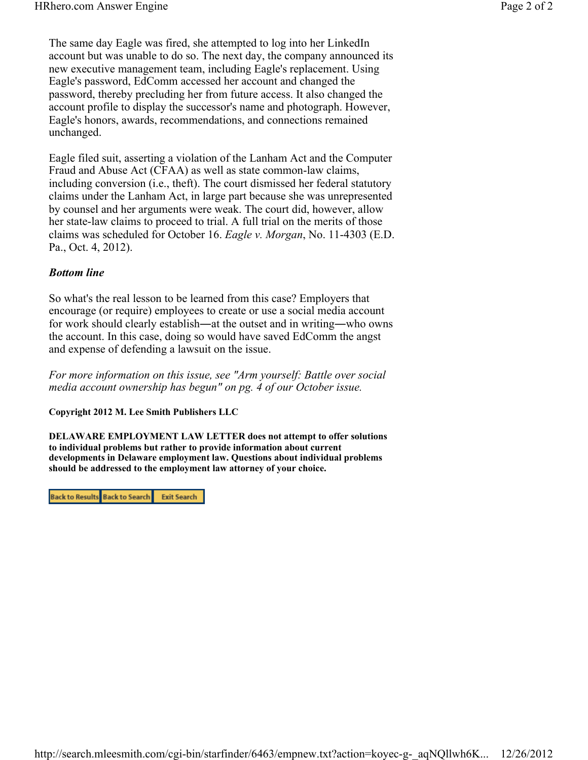The same day Eagle was fired, she attempted to log into her LinkedIn account but was unable to do so. The next day, the company announced its new executive management team, including Eagle's replacement. Using Eagle's password, EdComm accessed her account and changed the password, thereby precluding her from future access. It also changed the account profile to display the successor's name and photograph. However, Eagle's honors, awards, recommendations, and connections remained unchanged.

Eagle filed suit, asserting a violation of the Lanham Act and the Computer Fraud and Abuse Act (CFAA) as well as state common-law claims, including conversion (i.e., theft). The court dismissed her federal statutory claims under the Lanham Act, in large part because she was unrepresented by counsel and her arguments were weak. The court did, however, allow her state-law claims to proceed to trial. A full trial on the merits of those claims was scheduled for October 16. *Eagle v. Morgan*, No. 11-4303 (E.D. Pa., Oct. 4, 2012).

### ***Bottom line***

So what's the real lesson to be learned from this case? Employers that encourage (or require) employees to create or use a social media account for work should clearly establish—at the outset and in writing—who owns the account. In this case, doing so would have saved EdComm the angst and expense of defending a lawsuit on the issue.

*For more information on this issue, see "Arm yourself: Battle over social media account ownership has begun" on pg. 4 of our October issue.*

**Copyright 2012 M. Lee Smith Publishers LLC**

**DELAWARE EMPLOYMENT LAW LETTER does not attempt to offer solutions to individual problems but rather to provide information about current developments in Delaware employment law. Questions about individual problems should be addressed to the employment law attorney of your choice.**

Back to Results | Back to Search | Exit Search